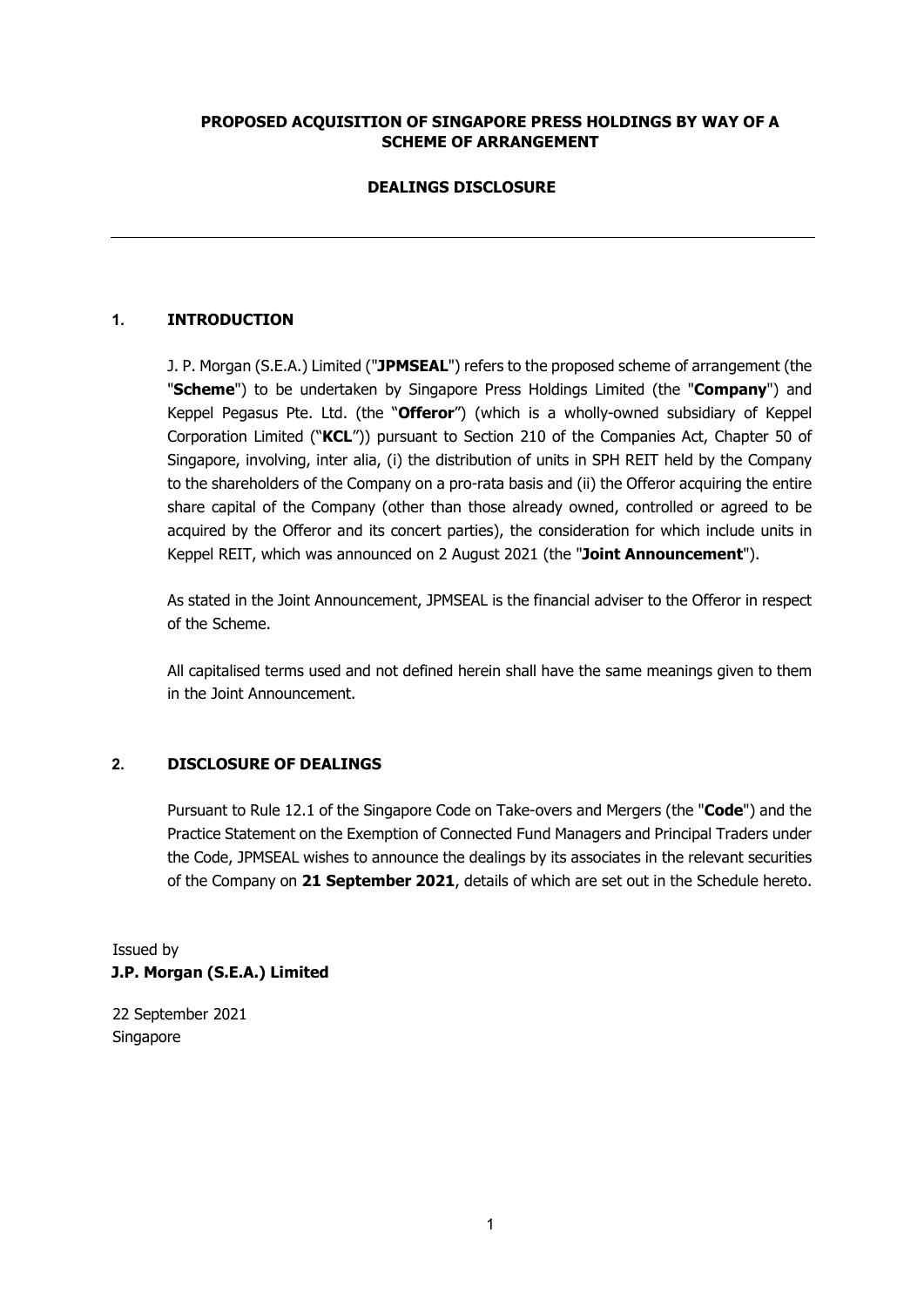**PROPOSED ACQUISITION OF SINGAPORE PRESS HOLDINGS BY WAY OF A SCHEME OF ARRANGEMENT**

**DEALINGS DISCLOSURE**

---

## 1. INTRODUCTION

J. P. Morgan (S.E.A.) Limited ("**JPMSEAL**") refers to the proposed scheme of arrangement (the "**Scheme**") to be undertaken by Singapore Press Holdings Limited (the "**Company**") and Keppel Pegasus Pte. Ltd. (the "**Offeror**") (which is a wholly-owned subsidiary of Keppel Corporation Limited ("**KCL**")) pursuant to Section 210 of the Companies Act, Chapter 50 of Singapore, involving, inter alia, (i) the distribution of units in SPH REIT held by the Company to the shareholders of the Company on a pro-rata basis and (ii) the Offeror acquiring the entire share capital of the Company (other than those already owned, controlled or agreed to be acquired by the Offeror and its concert parties), the consideration for which include units in Keppel REIT, which was announced on 2 August 2021 (the "**Joint Announcement**").

As stated in the Joint Announcement, JPMSEAL is the financial adviser to the Offeror in respect of the Scheme.

All capitalised terms used and not defined herein shall have the same meanings given to them in the Joint Announcement.

## 2. DISCLOSURE OF DEALINGS

Pursuant to Rule 12.1 of the Singapore Code on Take-overs and Mergers (the "**Code**") and the Practice Statement on the Exemption of Connected Fund Managers and Principal Traders under the Code, JPMSEAL wishes to announce the dealings by its associates in the relevant securities of the Company on **21 September 2021**, details of which are set out in the Schedule hereto.

Issued by
**J.P. Morgan (S.E.A.) Limited**

22 September 2021
Singapore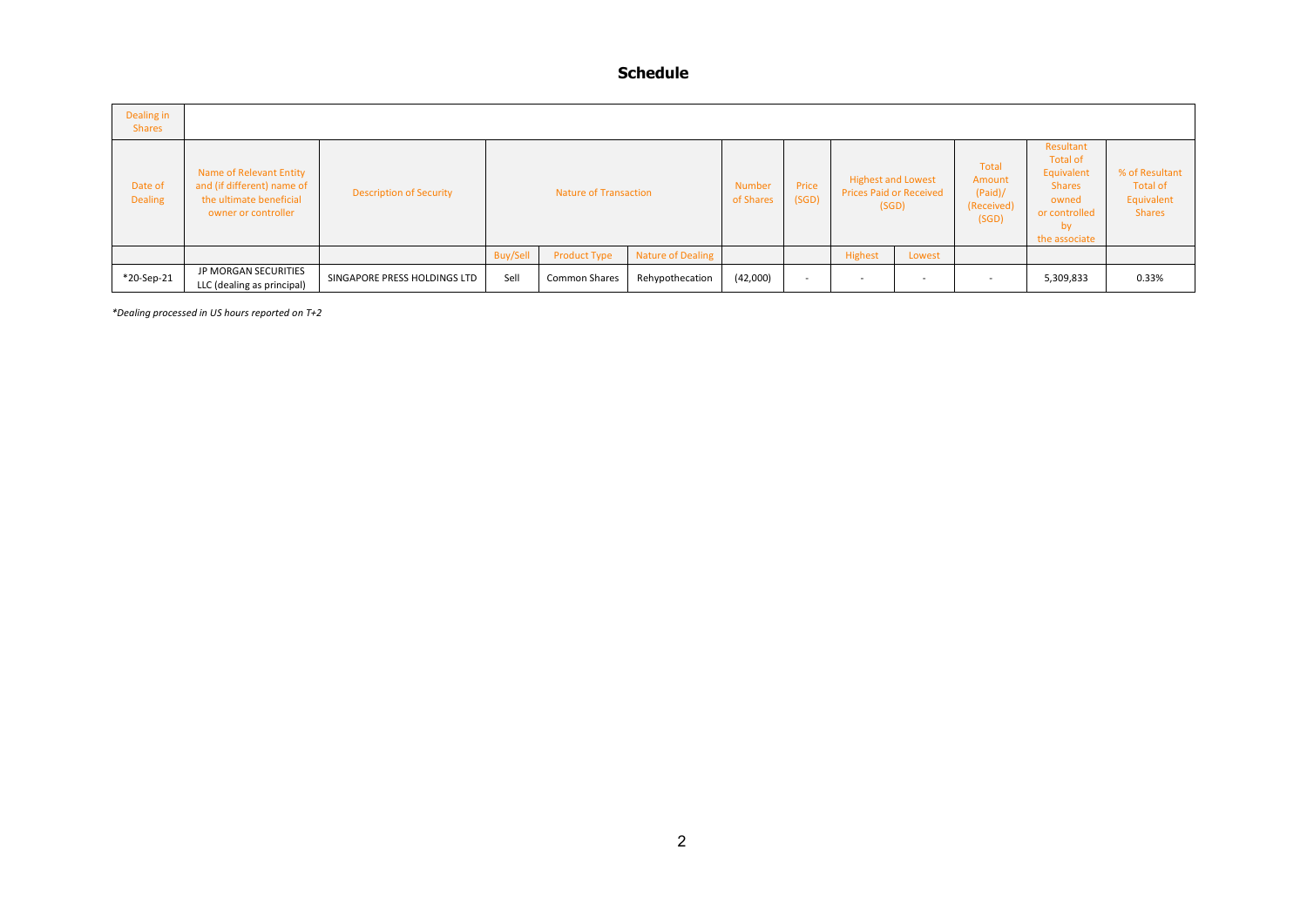## Schedule

| Dealing in Shares | | | | | | | | | | | | |
|---|---|---|---|---|---|---|---|---|---|---|---|---|
| Date of Dealing | Name of Relevant Entity and (if different) name of the ultimate beneficial owner or controller | Description of Security | Nature of Transaction | | | Number of Shares | Price (SGD) | Highest and Lowest Prices Paid or Received (SGD) | | Total Amount (Paid)/(Received) (SGD) | Resultant Total of Equivalent Shares owned or controlled by the associate | % of Resultant Total of Equivalent Shares |
| | | | Buy/Sell | Product Type | Nature of Dealing | | | Highest | Lowest | | | |
| *20-Sep-21 | JP MORGAN SECURITIES LLC (dealing as principal) | SINGAPORE PRESS HOLDINGS LTD | Sell | Common Shares | Rehypothecation | (42,000) | - | - | - | - | 5,309,833 | 0.33% |

*\*Dealing processed in US hours reported on T+2*